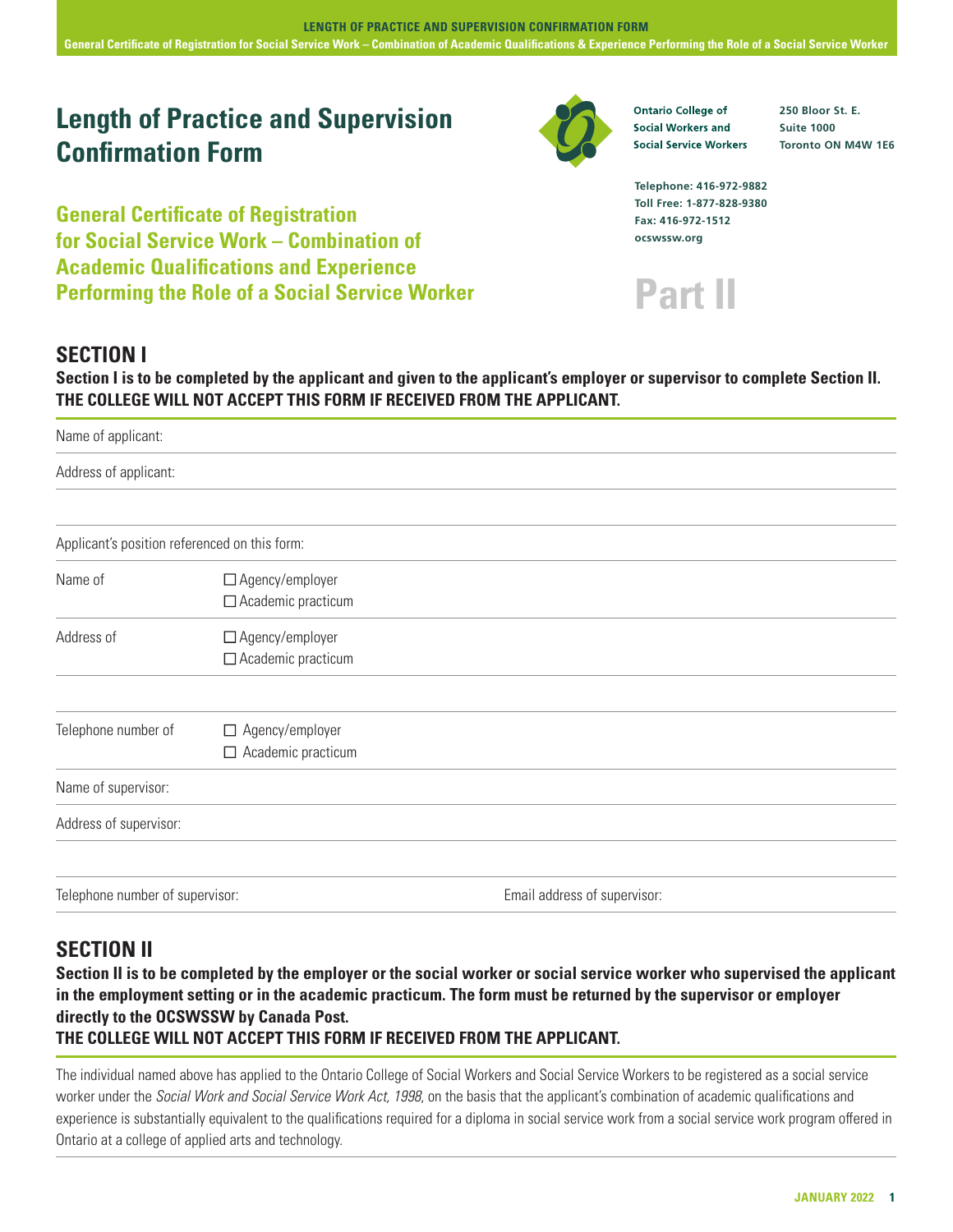# Length of Practice and Supervision Confirmation Form

## General Certificate of Registration for Social Service Work – Combination of Academic Qualifications and Experience Performing the Role of a Social Service Worker

**Ontario College of Social Workers and Social Service Workers**
250 Bloor St. E.
Suite 1000
Toronto ON M4W 1E6

Telephone: 416-972-9882
Toll Free: 1-877-828-9380
Fax: 416-972-1512
ocswssw.org

# Part II

## SECTION I

**Section I is to be completed by the applicant and given to the applicant's employer or supervisor to complete Section II. THE COLLEGE WILL NOT ACCEPT THIS FORM IF RECEIVED FROM THE APPLICANT.**

Name of applicant:

Address of applicant:

Applicant's position referenced on this form:

Name of ☐ Agency/employer ☐ Academic practicum

Address of ☐ Agency/employer ☐ Academic practicum

Telephone number of ☐ Agency/employer ☐ Academic practicum

Name of supervisor:

Address of supervisor:

Telephone number of supervisor: Email address of supervisor:

## SECTION II

**Section II is to be completed by the employer or the social worker or social service worker who supervised the applicant in the employment setting or in the academic practicum. The form must be returned by the supervisor or employer directly to the OCSWSSW by Canada Post.**
**THE COLLEGE WILL NOT ACCEPT THIS FORM IF RECEIVED FROM THE APPLICANT.**

The individual named above has applied to the Ontario College of Social Workers and Social Service Workers to be registered as a social service worker under the *Social Work and Social Service Work Act, 1998*, on the basis that the applicant's combination of academic qualifications and experience is substantially equivalent to the qualifications required for a diploma in social service work from a social service work program offered in Ontario at a college of applied arts and technology.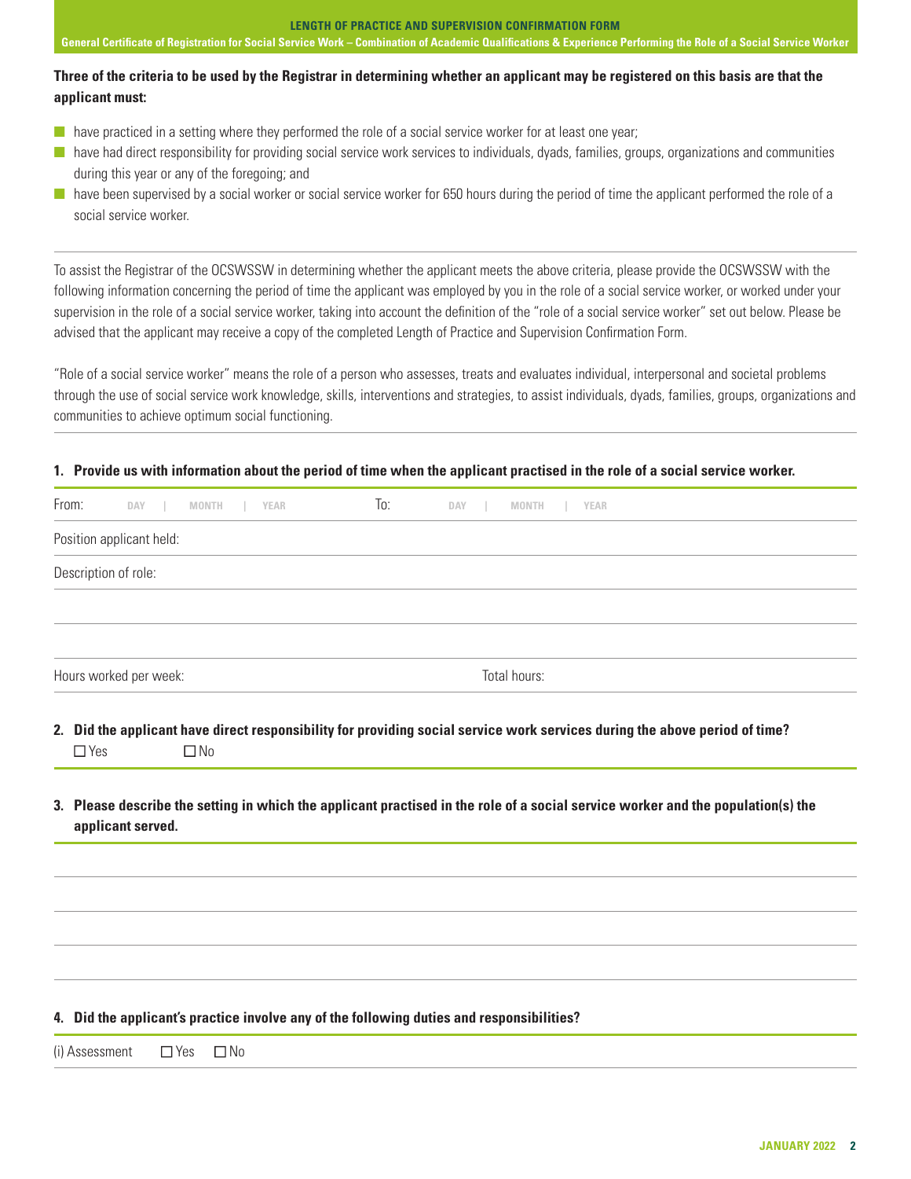**LENGTH OF PRACTICE AND SUPERVISION CONFIRMATION FORM**

**General Certificate of Registration for Social Service Work – Combination of Academic Qualifications & Experience Performing the Role of a Social Service Worker**

**Three of the criteria to be used by the Registrar in determining whether an applicant may be registered on this basis are that the applicant must:**

- have practiced in a setting where they performed the role of a social service worker for at least one year;
- have had direct responsibility for providing social service work services to individuals, dyads, families, groups, organizations and communities during this year or any of the foregoing; and
- have been supervised by a social worker or social service worker for 650 hours during the period of time the applicant performed the role of a social service worker.

To assist the Registrar of the OCSWSSW in determining whether the applicant meets the above criteria, please provide the OCSWSSW with the following information concerning the period of time the applicant was employed by you in the role of a social service worker, or worked under your supervision in the role of a social service worker, taking into account the definition of the "role of a social service worker" set out below. Please be advised that the applicant may receive a copy of the completed Length of Practice and Supervision Confirmation Form.

"Role of a social service worker" means the role of a person who assesses, treats and evaluates individual, interpersonal and societal problems through the use of social service work knowledge, skills, interventions and strategies, to assist individuals, dyads, families, groups, organizations and communities to achieve optimum social functioning.

**1. Provide us with information about the period of time when the applicant practised in the role of a social service worker.**

From: DAY | MONTH | YEAR To: DAY | MONTH | YEAR

Position applicant held:

Description of role:

Hours worked per week: Total hours:

**2. Did the applicant have direct responsibility for providing social service work services during the above period of time?**

☐ Yes ☐ No

**3. Please describe the setting in which the applicant practised in the role of a social service worker and the population(s) the applicant served.**

**4. Did the applicant's practice involve any of the following duties and responsibilities?**

(i) Assessment ☐ Yes ☐ No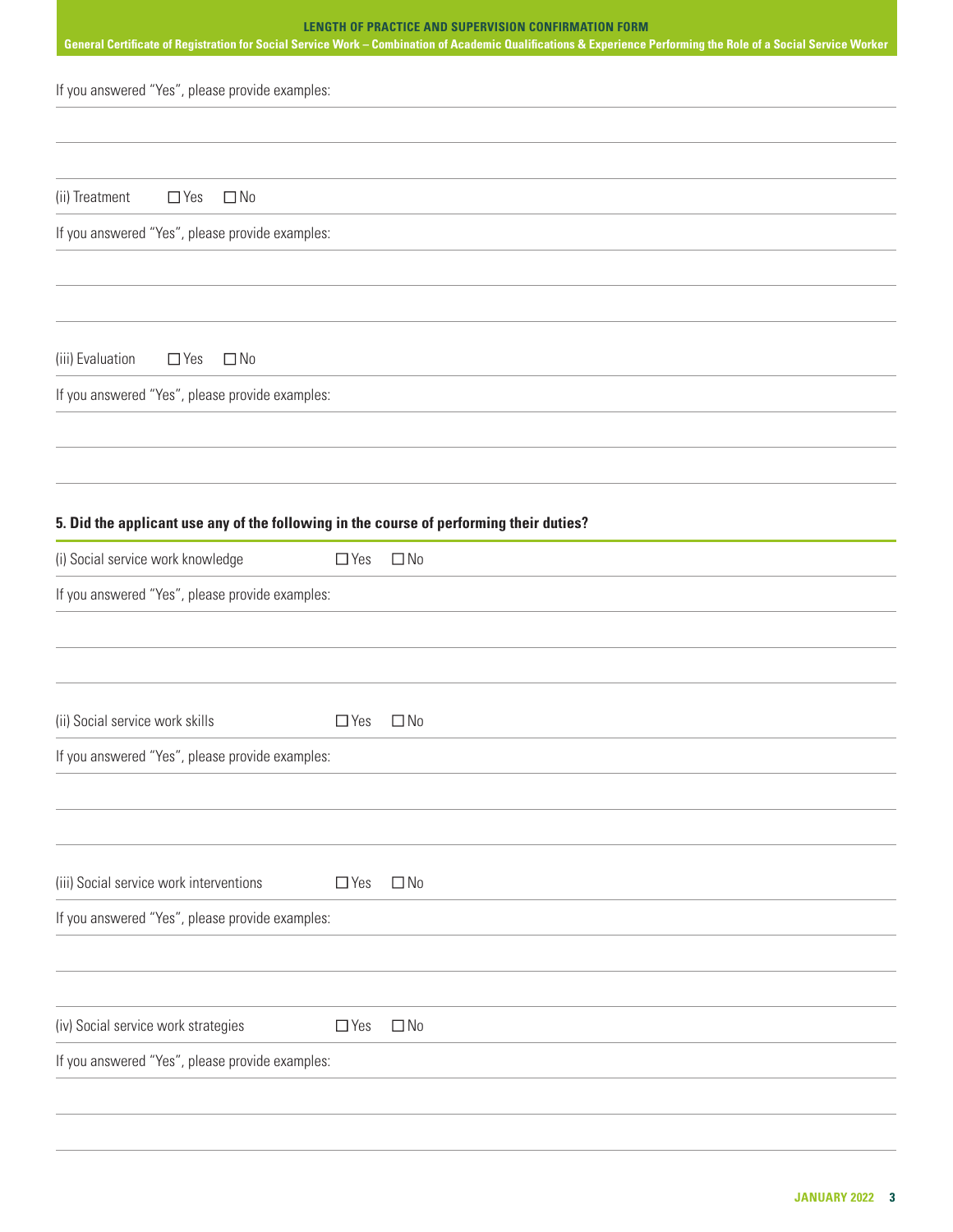If you answered "Yes", please provide examples:

(ii) Treatment ☐ Yes ☐ No

If you answered "Yes", please provide examples:

(iii) Evaluation ☐ Yes ☐ No

If you answered "Yes", please provide examples:

**5. Did the applicant use any of the following in the course of performing their duties?**

(i) Social service work knowledge ☐ Yes ☐ No

If you answered "Yes", please provide examples:

(ii) Social service work skills ☐ Yes ☐ No

If you answered "Yes", please provide examples:

(iii) Social service work interventions ☐ Yes ☐ No

If you answered "Yes", please provide examples:

(iv) Social service work strategies ☐ Yes ☐ No

If you answered "Yes", please provide examples: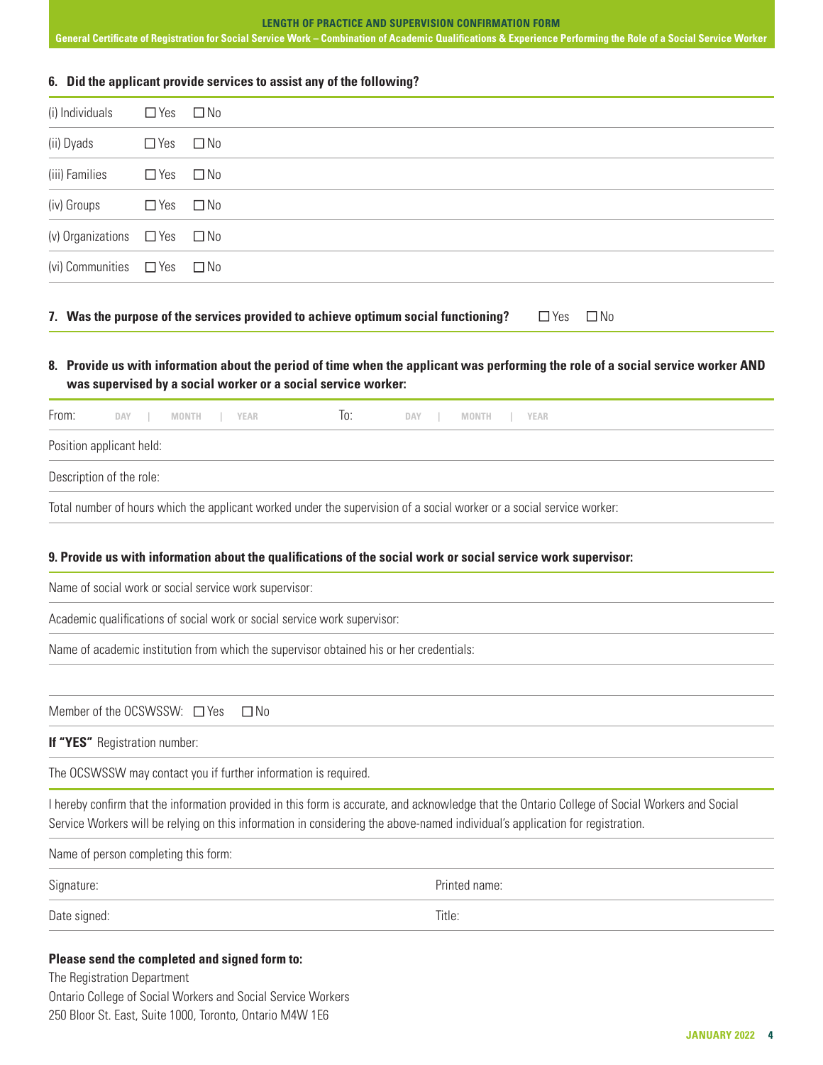**6. Did the applicant provide services to assist any of the following?**

| | | |
|---|---|---|
| (i) Individuals | ☐ Yes | ☐ No |
| (ii) Dyads | ☐ Yes | ☐ No |
| (iii) Families | ☐ Yes | ☐ No |
| (iv) Groups | ☐ Yes | ☐ No |
| (v) Organizations | ☐ Yes | ☐ No |
| (vi) Communities | ☐ Yes | ☐ No |

**7. Was the purpose of the services provided to achieve optimum social functioning?** ☐ Yes ☐ No

**8. Provide us with information about the period of time when the applicant was performing the role of a social service worker AND was supervised by a social worker or a social service worker:**

From: DAY | MONTH | YEAR To: DAY | MONTH | YEAR

Position applicant held:

Description of the role:

Total number of hours which the applicant worked under the supervision of a social worker or a social service worker:

**9. Provide us with information about the qualifications of the social work or social service work supervisor:**

Name of social work or social service work supervisor:

Academic qualifications of social work or social service work supervisor:

Name of academic institution from which the supervisor obtained his or her credentials:

Member of the OCSWSSW: ☐ Yes ☐ No

**If "YES"** Registration number:

The OCSWSSW may contact you if further information is required.

I hereby confirm that the information provided in this form is accurate, and acknowledge that the Ontario College of Social Workers and Social Service Workers will be relying on this information in considering the above-named individual's application for registration.

Name of person completing this form:

Signature: Printed name:

Date signed: Title:

**Please send the completed and signed form to:**

The Registration Department
Ontario College of Social Workers and Social Service Workers
250 Bloor St. East, Suite 1000, Toronto, Ontario M4W 1E6